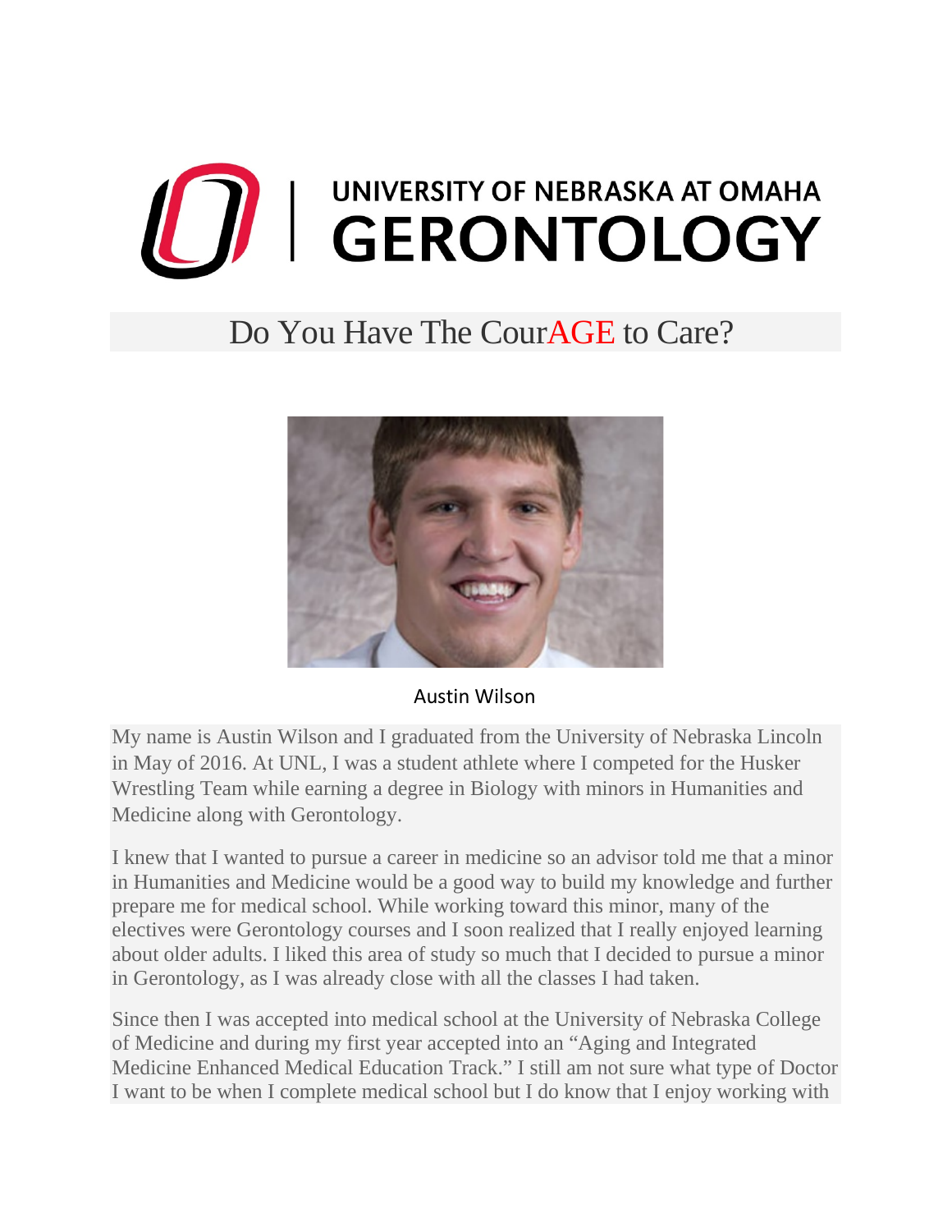# UNIVERSITY OF NEBRASKA AT OMAHA GERONTOLOGY

## Do You Have The CourAGE to Care?

Austin Wilson

My name is Austin Wilson and I graduated from the University of Nebraska Lincoln in May of 2016. At UNL, I was a student athlete where I competed for the Husker Wrestling Team while earning a degree in Biology with minors in Humanities and Medicine along with Gerontology.

I knew that I wanted to pursue a career in medicine so an advisor told me that a minor in Humanities and Medicine would be a good way to build my knowledge and further prepare me for medical school. While working toward this minor, many of the electives were Gerontology courses and I soon realized that I really enjoyed learning about older adults. I liked this area of study so much that I decided to pursue a minor in Gerontology, as I was already close with all the classes I had taken.

Since then I was accepted into medical school at the University of Nebraska College of Medicine and during my first year accepted into an "Aging and Integrated Medicine Enhanced Medical Education Track." I still am not sure what type of Doctor I want to be when I complete medical school but I do know that I enjoy working with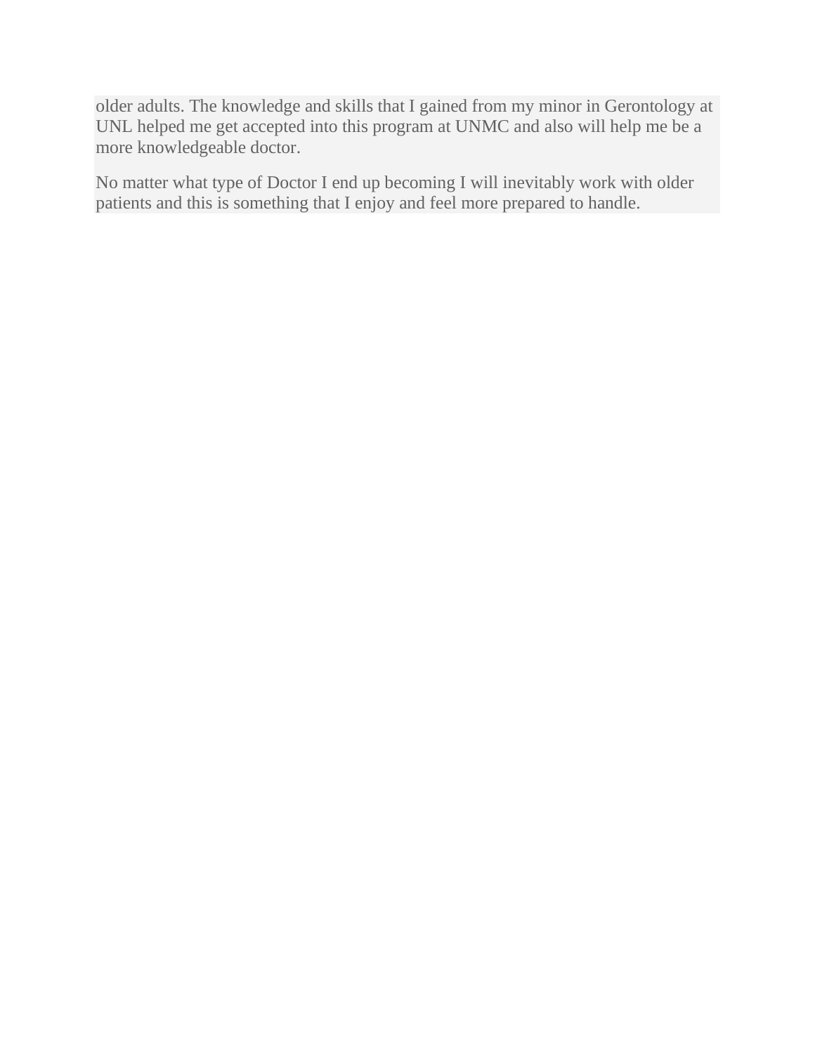older adults. The knowledge and skills that I gained from my minor in Gerontology at UNL helped me get accepted into this program at UNMC and also will help me be a more knowledgeable doctor.

No matter what type of Doctor I end up becoming I will inevitably work with older patients and this is something that I enjoy and feel more prepared to handle.